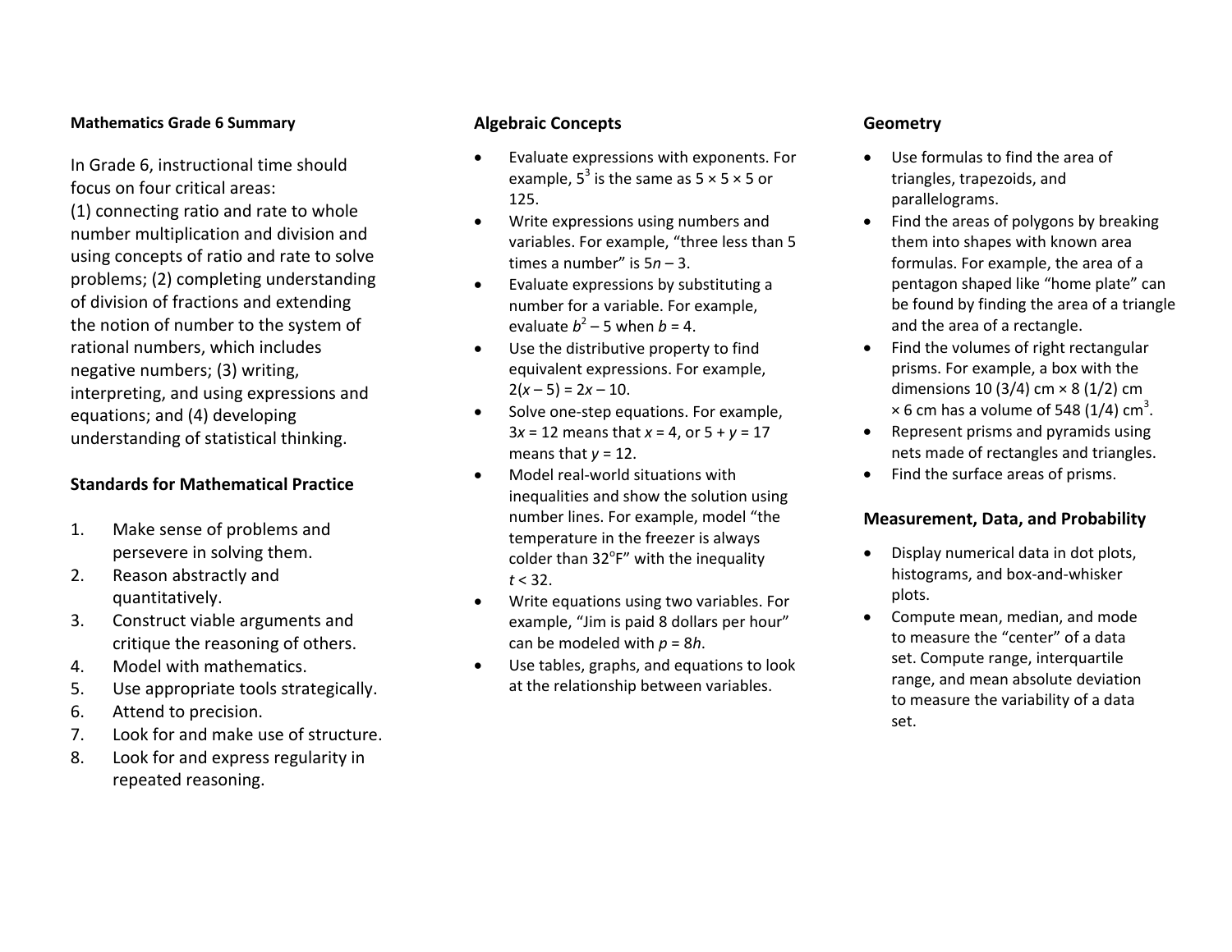**Mathematics Grade 6 Summary**

In Grade 6, instructional time should focus on four critical areas:
(1) connecting ratio and rate to whole number multiplication and division and using concepts of ratio and rate to solve problems; (2) completing understanding of division of fractions and extending the notion of number to the system of rational numbers, which includes negative numbers; (3) writing, interpreting, and using expressions and equations; and (4) developing understanding of statistical thinking.

## Standards for Mathematical Practice

1. Make sense of problems and persevere in solving them.
2. Reason abstractly and quantitatively.
3. Construct viable arguments and critique the reasoning of others.
4. Model with mathematics.
5. Use appropriate tools strategically.
6. Attend to precision.
7. Look for and make use of structure.
8. Look for and express regularity in repeated reasoning.

## Algebraic Concepts

- Evaluate expressions with exponents. For example, $5^3$ is the same as $5 \times 5 \times 5$ or 125.
- Write expressions using numbers and variables. For example, “three less than 5 times a number” is $5n - 3$.
- Evaluate expressions by substituting a number for a variable. For example, evaluate $b^2 - 5$ when $b = 4$.
- Use the distributive property to find equivalent expressions. For example, $2(x - 5) = 2x - 10$.
- Solve one-step equations. For example, $3x = 12$ means that $x = 4$, or $5 + y = 17$ means that $y = 12$.
- Model real-world situations with inequalities and show the solution using number lines. For example, model “the temperature in the freezer is always colder than 32°F” with the inequality $t < 32$.
- Write equations using two variables. For example, “Jim is paid 8 dollars per hour” can be modeled with $p = 8h$.
- Use tables, graphs, and equations to look at the relationship between variables.

## Geometry

- Use formulas to find the area of triangles, trapezoids, and parallelograms.
- Find the areas of polygons by breaking them into shapes with known area formulas. For example, the area of a pentagon shaped like “home plate” can be found by finding the area of a triangle and the area of a rectangle.
- Find the volumes of right rectangular prisms. For example, a box with the dimensions 10 (3/4) cm × 8 (1/2) cm × 6 cm has a volume of 548 (1/4) $cm^3$.
- Represent prisms and pyramids using nets made of rectangles and triangles.
- Find the surface areas of prisms.

## Measurement, Data, and Probability

- Display numerical data in dot plots, histograms, and box-and-whisker plots.
- Compute mean, median, and mode to measure the “center” of a data set. Compute range, interquartile range, and mean absolute deviation to measure the variability of a data set.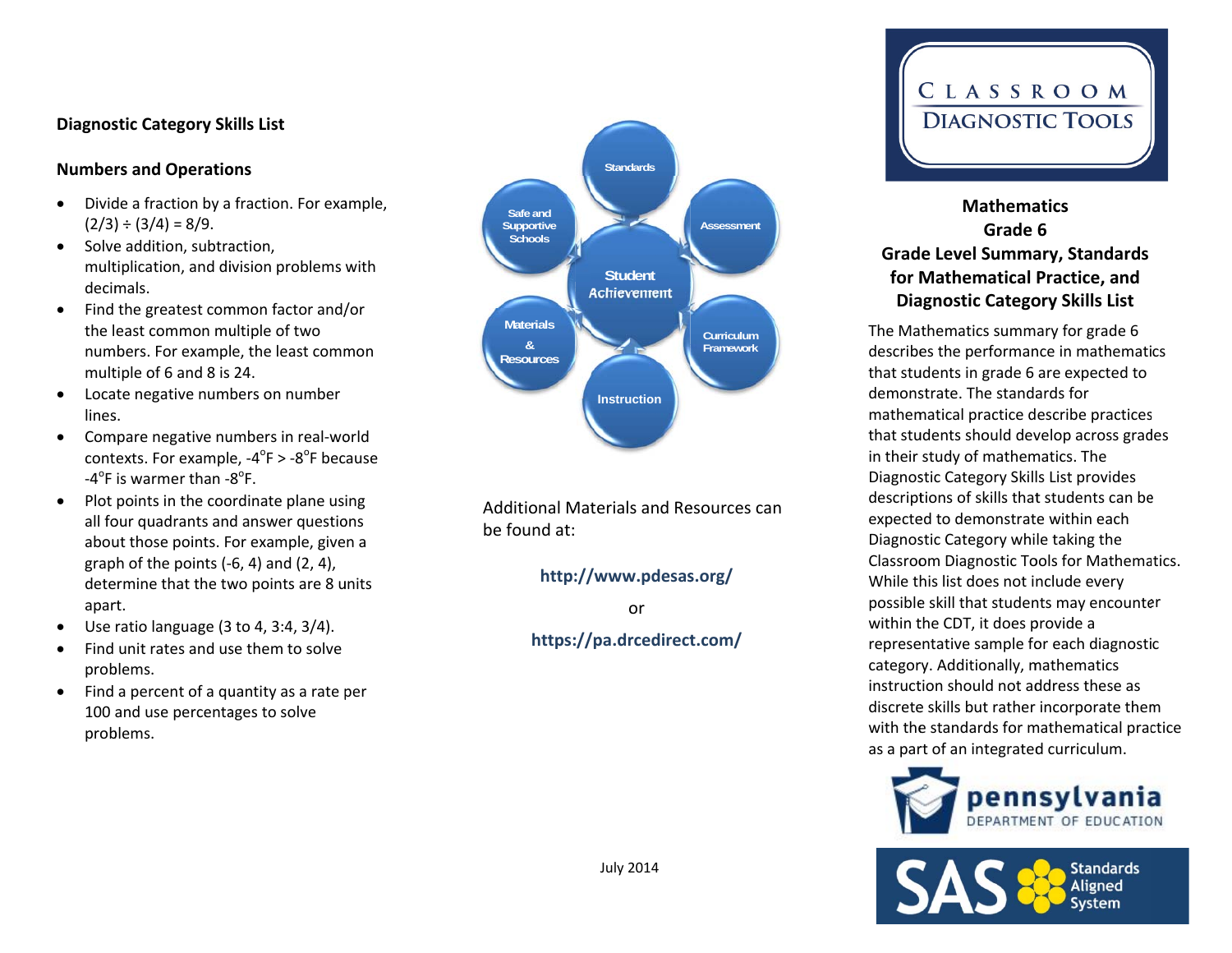## Diagnostic Category Skills List

### Numbers and Operations

- Divide a fraction by a fraction. For example, $(2/3) \div (3/4) = 8/9$.
- Solve addition, subtraction, multiplication, and division problems with decimals.
- Find the greatest common factor and/or the least common multiple of two numbers. For example, the least common multiple of 6 and 8 is 24.
- Locate negative numbers on number lines.
- Compare negative numbers in real-world contexts. For example, $-4^{\circ}F > -8^{\circ}F$ because $-4^{\circ}F$ is warmer than $-8^{\circ}F$.
- Plot points in the coordinate plane using all four quadrants and answer questions about those points. For example, given a graph of the points $(-6, 4)$ and $(2, 4)$, determine that the two points are 8 units apart.
- Use ratio language (3 to 4, 3:4, 3/4).
- Find unit rates and use them to solve problems.
- Find a percent of a quantity as a rate per 100 and use percentages to solve problems.

Standards

Safe and Supportive Schools

Assessment

Student Achievement

Materials & Resources

Curriculum Framework

Instruction

Additional Materials and Resources can be found at:

**http://www.pdesas.org/**

or

**https://pa.drcedirect.com/**

July 2014

# CLASSROOM DIAGNOSTIC TOOLS

**Mathematics**
**Grade 6**
**Grade Level Summary, Standards for Mathematical Practice, and Diagnostic Category Skills List**

The Mathematics summary for grade 6 describes the performance in mathematics that students in grade 6 are expected to demonstrate. The standards for mathematical practice describe practices that students should develop across grades in their study of mathematics. The Diagnostic Category Skills List provides descriptions of skills that students can be expected to demonstrate within each Diagnostic Category while taking the Classroom Diagnostic Tools for Mathematics. While this list does not include every possible skill that students may encounter within the CDT, it does provide a representative sample for each diagnostic category. Additionally, mathematics instruction should not address these as discrete skills but rather incorporate them with the standards for mathematical practice as a part of an integrated curriculum.

pennsylvania DEPARTMENT OF EDUCATION

SAS Standards Aligned System